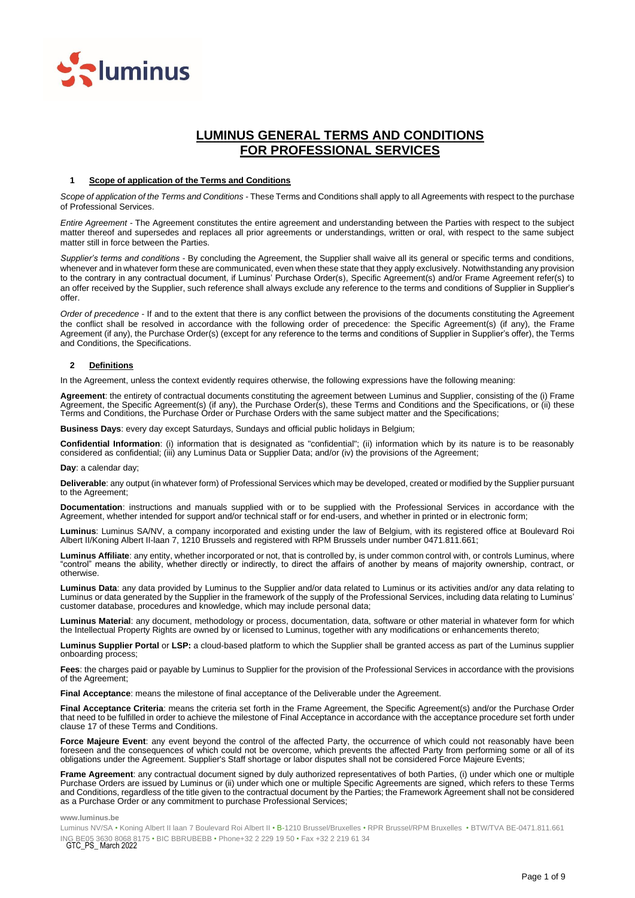# LUMINUS GENERAL TERMS AND CONDITIONS FOR PROFESSIONAL SERVICES

## 1 Scope of application of the Terms and Conditions

*Scope of application of the Terms and Conditions* - These Terms and Conditions shall apply to all Agreements with respect to the purchase of Professional Services.

*Entire Agreement* - The Agreement constitutes the entire agreement and understanding between the Parties with respect to the subject matter thereof and supersedes and replaces all prior agreements or understandings, written or oral, with respect to the same subject matter still in force between the Parties.

*Supplier's terms and conditions* - By concluding the Agreement, the Supplier shall waive all its general or specific terms and conditions, whenever and in whatever form these are communicated, even when these state that they apply exclusively. Notwithstanding any provision to the contrary in any contractual document, if Luminus' Purchase Order(s), Specific Agreement(s) and/or Frame Agreement refer(s) to an offer received by the Supplier, such reference shall always exclude any reference to the terms and conditions of Supplier in Supplier's offer.

*Order of precedence* - If and to the extent that there is any conflict between the provisions of the documents constituting the Agreement the conflict shall be resolved in accordance with the following order of precedence: the Specific Agreement(s) (if any), the Frame Agreement (if any), the Purchase Order(s) (except for any reference to the terms and conditions of Supplier in Supplier's offer), the Terms and Conditions, the Specifications.

## 2 Definitions

In the Agreement, unless the context evidently requires otherwise, the following expressions have the following meaning:

**Agreement**: the entirety of contractual documents constituting the agreement between Luminus and Supplier, consisting of the (i) Frame Agreement, the Specific Agreement(s) (if any), the Purchase Order(s), these Terms and Conditions and the Specifications, or (ii) these Terms and Conditions, the Purchase Order or Purchase Orders with the same subject matter and the Specifications;

**Business Days**: every day except Saturdays, Sundays and official public holidays in Belgium;

**Confidential Information**: (i) information that is designated as "confidential"; (ii) information which by its nature is to be reasonably considered as confidential; (iii) any Luminus Data or Supplier Data; and/or (iv) the provisions of the Agreement;

**Day**: a calendar day;

**Deliverable**: any output (in whatever form) of Professional Services which may be developed, created or modified by the Supplier pursuant to the Agreement;

**Documentation**: instructions and manuals supplied with or to be supplied with the Professional Services in accordance with the Agreement, whether intended for support and/or technical staff or for end-users, and whether in printed or in electronic form;

**Luminus**: Luminus SA/NV, a company incorporated and existing under the law of Belgium, with its registered office at Boulevard Roi Albert II/Koning Albert II-laan 7, 1210 Brussels and registered with RPM Brussels under number 0471.811.661;

**Luminus Affiliate**: any entity, whether incorporated or not, that is controlled by, is under common control with, or controls Luminus, where "control" means the ability, whether directly or indirectly, to direct the affairs of another by means of majority ownership, contract, or otherwise.

**Luminus Data**: any data provided by Luminus to the Supplier and/or data related to Luminus or its activities and/or any data relating to Luminus or data generated by the Supplier in the framework of the supply of the Professional Services, including data relating to Luminus' customer database, procedures and knowledge, which may include personal data;

**Luminus Material**: any document, methodology or process, documentation, data, software or other material in whatever form for which the Intellectual Property Rights are owned by or licensed to Luminus, together with any modifications or enhancements thereto;

**Luminus Supplier Portal** or **LSP:** a cloud-based platform to which the Supplier shall be granted access as part of the Luminus supplier onboarding process;

**Fees**: the charges paid or payable by Luminus to Supplier for the provision of the Professional Services in accordance with the provisions of the Agreement;

**Final Acceptance**: means the milestone of final acceptance of the Deliverable under the Agreement.

**Final Acceptance Criteria**: means the criteria set forth in the Frame Agreement, the Specific Agreement(s) and/or the Purchase Order that need to be fulfilled in order to achieve the milestone of Final Acceptance in accordance with the acceptance procedure set forth under clause 17 of these Terms and Conditions.

**Force Majeure Event**: any event beyond the control of the affected Party, the occurrence of which could not reasonably have been foreseen and the consequences of which could not be overcome, which prevents the affected Party from performing some or all of its obligations under the Agreement. Supplier's Staff shortage or labor disputes shall not be considered Force Majeure Events;

**Frame Agreement**: any contractual document signed by duly authorized representatives of both Parties, (i) under which one or multiple Purchase Orders are issued by Luminus or (ii) under which one or multiple Specific Agreements are signed, which refers to these Terms and Conditions, regardless of the title given to the contractual document by the Parties; the Framework Agreement shall not be considered as a Purchase Order or any commitment to purchase Professional Services;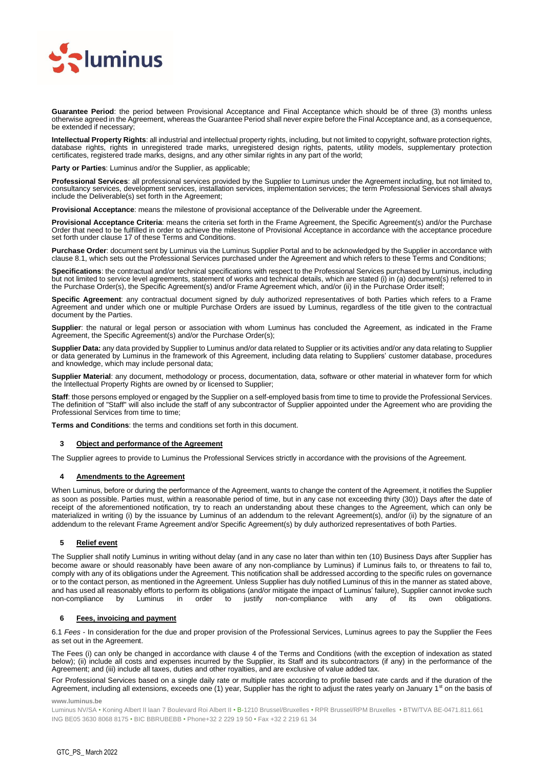**Guarantee Period**: the period between Provisional Acceptance and Final Acceptance which should be of three (3) months unless otherwise agreed in the Agreement, whereas the Guarantee Period shall never expire before the Final Acceptance and, as a consequence, be extended if necessary;

**Intellectual Property Rights**: all industrial and intellectual property rights, including, but not limited to copyright, software protection rights, database rights, rights in unregistered trade marks, unregistered design rights, patents, utility models, supplementary protection certificates, registered trade marks, designs, and any other similar rights in any part of the world;

**Party or Parties**: Luminus and/or the Supplier, as applicable;

**Professional Services**: all professional services provided by the Supplier to Luminus under the Agreement including, but not limited to, consultancy services, development services, installation services, implementation services; the term Professional Services shall always include the Deliverable(s) set forth in the Agreement;

**Provisional Acceptance**: means the milestone of provisional acceptance of the Deliverable under the Agreement.

**Provisional Acceptance Criteria**: means the criteria set forth in the Frame Agreement, the Specific Agreement(s) and/or the Purchase Order that need to be fulfilled in order to achieve the milestone of Provisional Acceptance in accordance with the acceptance procedure set forth under clause 17 of these Terms and Conditions.

**Purchase Order**: document sent by Luminus via the Luminus Supplier Portal and to be acknowledged by the Supplier in accordance with clause 8.1, which sets out the Professional Services purchased under the Agreement and which refers to these Terms and Conditions;

**Specifications**: the contractual and/or technical specifications with respect to the Professional Services purchased by Luminus, including but not limited to service level agreements, statement of works and technical details, which are stated (i) in (a) document(s) referred to in the Purchase Order(s), the Specific Agreement(s) and/or Frame Agreement which, and/or (ii) in the Purchase Order itself;

**Specific Agreement**: any contractual document signed by duly authorized representatives of both Parties which refers to a Frame Agreement and under which one or multiple Purchase Orders are issued by Luminus, regardless of the title given to the contractual document by the Parties.

**Supplier**: the natural or legal person or association with whom Luminus has concluded the Agreement, as indicated in the Frame Agreement, the Specific Agreement(s) and/or the Purchase Order(s);

**Supplier Data:** any data provided by Supplier to Luminus and/or data related to Supplier or its activities and/or any data relating to Supplier or data generated by Luminus in the framework of this Agreement, including data relating to Suppliers' customer database, procedures and knowledge, which may include personal data;

**Supplier Material**: any document, methodology or process, documentation, data, software or other material in whatever form for which the Intellectual Property Rights are owned by or licensed to Supplier;

**Staff**: those persons employed or engaged by the Supplier on a self-employed basis from time to time to provide the Professional Services. The definition of "Staff" will also include the staff of any subcontractor of Supplier appointed under the Agreement who are providing the Professional Services from time to time;

**Terms and Conditions**: the terms and conditions set forth in this document.

## 3 Object and performance of the Agreement

The Supplier agrees to provide to Luminus the Professional Services strictly in accordance with the provisions of the Agreement.

## 4 Amendments to the Agreement

When Luminus, before or during the performance of the Agreement, wants to change the content of the Agreement, it notifies the Supplier as soon as possible. Parties must, within a reasonable period of time, but in any case not exceeding thirty (30)) Days after the date of receipt of the aforementioned notification, try to reach an understanding about these changes to the Agreement, which can only be materialized in writing (i) by the issuance by Luminus of an addendum to the relevant Agreement(s), and/or (ii) by the signature of an addendum to the relevant Frame Agreement and/or Specific Agreement(s) by duly authorized representatives of both Parties.

## 5 Relief event

The Supplier shall notify Luminus in writing without delay (and in any case no later than within ten (10) Business Days after Supplier has become aware or should reasonably have been aware of any non-compliance by Luminus) if Luminus fails to, or threatens to fail to, comply with any of its obligations under the Agreement. This notification shall be addressed according to the specific rules on governance or to the contact person, as mentioned in the Agreement. Unless Supplier has duly notified Luminus of this in the manner as stated above, and has used all reasonably efforts to perform its obligations (and/or mitigate the impact of Luminus' failure), Supplier cannot invoke such non-compliance by Luminus in order to justify non-compliance with any of its own obligations.

## 6 Fees, invoicing and payment

6.1 *Fees* - In consideration for the due and proper provision of the Professional Services, Luminus agrees to pay the Supplier the Fees as set out in the Agreement.

The Fees (i) can only be changed in accordance with clause 4 of the Terms and Conditions (with the exception of indexation as stated below); (ii) include all costs and expenses incurred by the Supplier, its Staff and its subcontractors (if any) in the performance of the Agreement; and (iii) include all taxes, duties and other royalties, and are exclusive of value added tax.

For Professional Services based on a single daily rate or multiple rates according to profile based rate cards and if the duration of the Agreement, including all extensions, exceeds one (1) year, Supplier has the right to adjust the rates yearly on January 1st on the basis of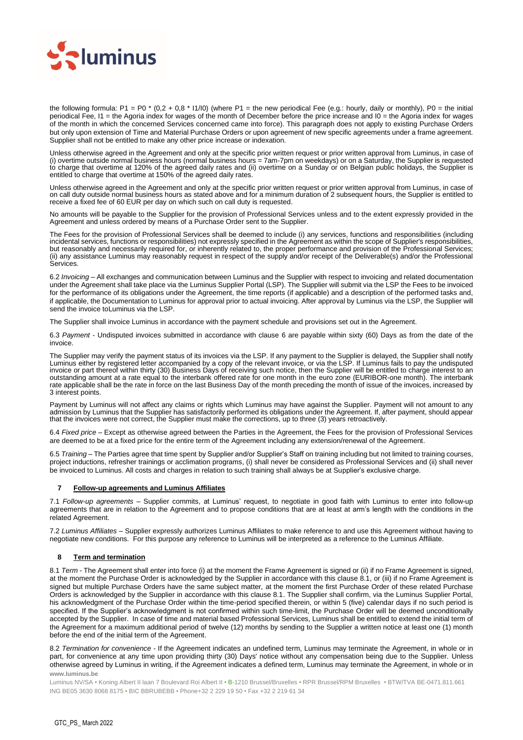the following formula: $P1 = P0 * (0,2 + 0,8 * I1/I0)$ (where P1 = the new periodical Fee (e.g.: hourly, daily or monthly), P0 = the initial periodical Fee, I1 = the Agoria index for wages of the month of December before the price increase and I0 = the Agoria index for wages of the month in which the concerned Services concerned came into force). This paragraph does not apply to existing Purchase Orders but only upon extension of Time and Material Purchase Orders or upon agreement of new specific agreements under a frame agreement. Supplier shall not be entitled to make any other price increase or indexation.

Unless otherwise agreed in the Agreement and only at the specific prior written request or prior written approval from Luminus, in case of (i) overtime outside normal business hours (normal business hours = 7am-7pm on weekdays) or on a Saturday, the Supplier is requested to charge that overtime at 120% of the agreed daily rates and (ii) overtime on a Sunday or on Belgian public holidays, the Supplier is entitled to charge that overtime at 150% of the agreed daily rates.

Unless otherwise agreed in the Agreement and only at the specific prior written request or prior written approval from Luminus, in case of on call duty outside normal business hours as stated above and for a minimum duration of 2 subsequent hours, the Supplier is entitled to receive a fixed fee of 60 EUR per day on which such on call duty is requested.

No amounts will be payable to the Supplier for the provision of Professional Services unless and to the extent expressly provided in the Agreement and unless ordered by means of a Purchase Order sent to the Supplier.

The Fees for the provision of Professional Services shall be deemed to include (i) any services, functions and responsibilities (including incidental services, functions or responsibilities) not expressly specified in the Agreement as within the scope of Supplier's responsibilities, but reasonably and necessarily required for, or inherently related to, the proper performance and provision of the Professional Services; (ii) any assistance Luminus may reasonably request in respect of the supply and/or receipt of the Deliverable(s) and/or the Professional Services.

6.2 *Invoicing* – All exchanges and communication between Luminus and the Supplier with respect to invoicing and related documentation under the Agreement shall take place via the Luminus Supplier Portal (LSP). The Supplier will submit via the LSP the Fees to be invoiced for the performance of its obligations under the Agreement, the time reports (if applicable) and a description of the performed tasks and, if applicable, the Documentation to Luminus for approval prior to actual invoicing. After approval by Luminus via the LSP, the Supplier will send the invoice toLuminus via the LSP.

The Supplier shall invoice Luminus in accordance with the payment schedule and provisions set out in the Agreement.

6.3 *Payment* - Undisputed invoices submitted in accordance with clause 6 are payable within sixty (60) Days as from the date of the invoice.

The Supplier may verify the payment status of its invoices via the LSP. If any payment to the Supplier is delayed, the Supplier shall notify Luminus either by registered letter accompanied by a copy of the relevant invoice, or via the LSP. If Luminus fails to pay the undisputed invoice or part thereof within thirty (30) Business Days of receiving such notice, then the Supplier will be entitled to charge interest to an outstanding amount at a rate equal to the interbank offered rate for one month in the euro zone (EURIBOR-one month). The interbank rate applicable shall be the rate in force on the last Business Day of the month preceding the month of issue of the invoices, increased by 3 interest points.

Payment by Luminus will not affect any claims or rights which Luminus may have against the Supplier. Payment will not amount to any admission by Luminus that the Supplier has satisfactorily performed its obligations under the Agreement. If, after payment, should appear that the invoices were not correct, the Supplier must make the corrections, up to three (3) years retroactively.

6.4 *Fixed price* – Except as otherwise agreed between the Parties in the Agreement, the Fees for the provision of Professional Services are deemed to be at a fixed price for the entire term of the Agreement including any extension/renewal of the Agreement.

6.5 *Training* – The Parties agree that time spent by Supplier and/or Supplier's Staff on training including but not limited to training courses, project inductions, refresher trainings or acclimation programs, (i) shall never be considered as Professional Services and (ii) shall never be invoiced to Luminus. All costs and charges in relation to such training shall always be at Supplier's exclusive charge.

## 7 Follow-up agreements and Luminus Affiliates

7.1 *Follow-up agreements* – Supplier commits, at Luminus' request, to negotiate in good faith with Luminus to enter into follow-up agreements that are in relation to the Agreement and to propose conditions that are at least at arm's length with the conditions in the related Agreement.

7.2 *Luminus Affiliates* – Supplier expressly authorizes Luminus Affiliates to make reference to and use this Agreement without having to negotiate new conditions. For this purpose any reference to Luminus will be interpreted as a reference to the Luminus Affiliate.

## 8 Term and termination

8.1 *Term* - The Agreement shall enter into force (i) at the moment the Frame Agreement is signed or (ii) if no Frame Agreement is signed, at the moment the Purchase Order is acknowledged by the Supplier in accordance with this clause 8.1, or (iii) if no Frame Agreement is signed but multiple Purchase Orders have the same subject matter, at the moment the first Purchase Order of these related Purchase Orders is acknowledged by the Supplier in accordance with this clause 8.1. The Supplier shall confirm, via the Luminus Supplier Portal, his acknowledgment of the Purchase Order within the time-period specified therein, or within 5 (five) calendar days if no such period is specified. If the Supplier's acknowledgment is not confirmed within such time-limit, the Purchase Order will be deemed unconditionally accepted by the Supplier. In case of time and material based Professional Services, Luminus shall be entitled to extend the initial term of the Agreement for a maximum additional period of twelve (12) months by sending to the Supplier a written notice at least one (1) month before the end of the initial term of the Agreement.

8.2 *Termination for convenience* - If the Agreement indicates an undefined term, Luminus may terminate the Agreement, in whole or in part, for convenience at any time upon providing thirty (30) Days' notice without any compensation being due to the Supplier. Unless otherwise agreed by Luminus in writing, if the Agreement indicates a defined term, Luminus may terminate the Agreement, in whole or in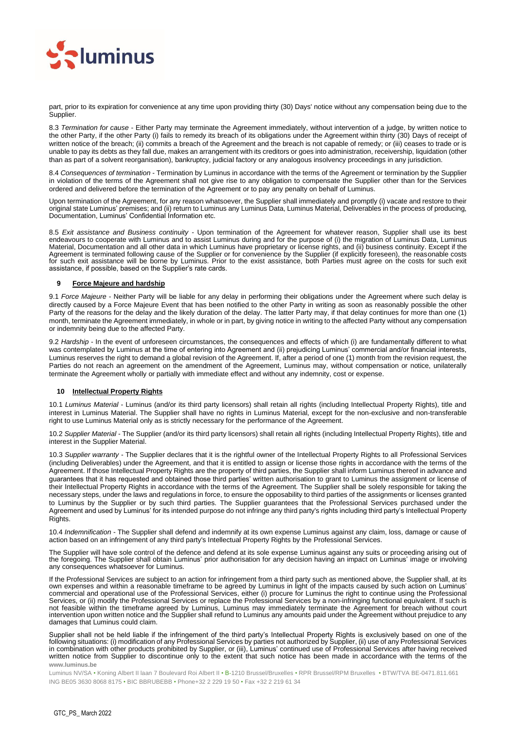part, prior to its expiration for convenience at any time upon providing thirty (30) Days' notice without any compensation being due to the Supplier.

8.3 *Termination for cause* - Either Party may terminate the Agreement immediately, without intervention of a judge, by written notice to the other Party, if the other Party (i) fails to remedy its breach of its obligations under the Agreement within thirty (30) Days of receipt of written notice of the breach; (ii) commits a breach of the Agreement and the breach is not capable of remedy; or (iii) ceases to trade or is unable to pay its debts as they fall due, makes an arrangement with its creditors or goes into administration, receivership, liquidation (other than as part of a solvent reorganisation), bankruptcy, judicial factory or any analogous insolvency proceedings in any jurisdiction.

8.4 *Consequences of termination* - Termination by Luminus in accordance with the terms of the Agreement or termination by the Supplier in violation of the terms of the Agreement shall not give rise to any obligation to compensate the Supplier other than for the Services ordered and delivered before the termination of the Agreement or to pay any penalty on behalf of Luminus.

Upon termination of the Agreement, for any reason whatsoever, the Supplier shall immediately and promptly (i) vacate and restore to their original state Luminus' premises; and (ii) return to Luminus any Luminus Data, Luminus Material, Deliverables in the process of producing, Documentation, Luminus' Confidential Information etc.

8.5 *Exit assistance and Business continuity* - Upon termination of the Agreement for whatever reason, Supplier shall use its best endeavours to cooperate with Luminus and to assist Luminus during and for the purpose of (i) the migration of Luminus Data, Luminus Material, Documentation and all other data in which Luminus have proprietary or license rights, and (ii) business continuity. Except if the Agreement is terminated following cause of the Supplier or for convenience by the Supplier (if explicitly foreseen), the reasonable costs for such exit assistance will be borne by Luminus. Prior to the exist assistance, both Parties must agree on the costs for such exit assistance, if possible, based on the Supplier's rate cards.

## 9 Force Majeure and hardship

9.1 *Force Majeure* - Neither Party will be liable for any delay in performing their obligations under the Agreement where such delay is directly caused by a Force Majeure Event that has been notified to the other Party in writing as soon as reasonably possible the other Party of the reasons for the delay and the likely duration of the delay. The latter Party may, if that delay continues for more than one (1) month, terminate the Agreement immediately, in whole or in part, by giving notice in writing to the affected Party without any compensation or indemnity being due to the affected Party.

9.2 *Hardship* - In the event of unforeseen circumstances, the consequences and effects of which (i) are fundamentally different to what was contemplated by Luminus at the time of entering into Agreement and (ii) prejudicing Luminus' commercial and/or financial interests, Luminus reserves the right to demand a global revision of the Agreement. If, after a period of one (1) month from the revision request, the Parties do not reach an agreement on the amendment of the Agreement, Luminus may, without compensation or notice, unilaterally terminate the Agreement wholly or partially with immediate effect and without any indemnity, cost or expense.

## 10 Intellectual Property Rights

10.1 *Luminus Material* - Luminus (and/or its third party licensors) shall retain all rights (including Intellectual Property Rights), title and interest in Luminus Material. The Supplier shall have no rights in Luminus Material, except for the non-exclusive and non-transferable right to use Luminus Material only as is strictly necessary for the performance of the Agreement.

10.2 *Supplier Material* - The Supplier (and/or its third party licensors) shall retain all rights (including Intellectual Property Rights), title and interest in the Supplier Material.

10.3 *Supplier warranty* - The Supplier declares that it is the rightful owner of the Intellectual Property Rights to all Professional Services (including Deliverables) under the Agreement, and that it is entitled to assign or license those rights in accordance with the terms of the Agreement. If those Intellectual Property Rights are the property of third parties, the Supplier shall inform Luminus thereof in advance and guarantees that it has requested and obtained those third parties' written authorisation to grant to Luminus the assignment or license of their Intellectual Property Rights in accordance with the terms of the Agreement. The Supplier shall be solely responsible for taking the necessary steps, under the laws and regulations in force, to ensure the opposability to third parties of the assignments or licenses granted to Luminus by the Supplier or by such third parties. The Supplier guarantees that the Professional Services purchased under the Agreement and used by Luminus' for its intended purpose do not infringe any third party's rights including third party's Intellectual Property Rights.

10.4 *Indemnification* - The Supplier shall defend and indemnify at its own expense Luminus against any claim, loss, damage or cause of action based on an infringement of any third party's Intellectual Property Rights by the Professional Services.

The Supplier will have sole control of the defence and defend at its sole expense Luminus against any suits or proceeding arising out of the foregoing. The Supplier shall obtain Luminus' prior authorisation for any decision having an impact on Luminus' image or involving any consequences whatsoever for Luminus.

If the Professional Services are subject to an action for infringement from a third party such as mentioned above, the Supplier shall, at its own expenses and within a reasonable timeframe to be agreed by Luminus in light of the impacts caused by such action on Luminus' commercial and operational use of the Professional Services, either (i) procure for Luminus the right to continue using the Professional Services, or (ii) modify the Professional Services or replace the Professional Services by a non-infringing functional equivalent. If such is not feasible within the timeframe agreed by Luminus, Luminus may immediately terminate the Agreement for breach without court intervention upon written notice and the Supplier shall refund to Luminus any amounts paid under the Agreement without prejudice to any damages that Luminus could claim.

Supplier shall not be held liable if the infringement of the third party's Intellectual Property Rights is exclusively based on one of the following situations: (i) modification of any Professional Services by parties not authorized by Supplier, (ii) use of any Professional Services in combination with other products prohibited by Supplier, or (iii), Luminus' continued use of Professional Services after having received written notice from Supplier to discontinue only to the extent that such notice has been made in accordance with the terms of the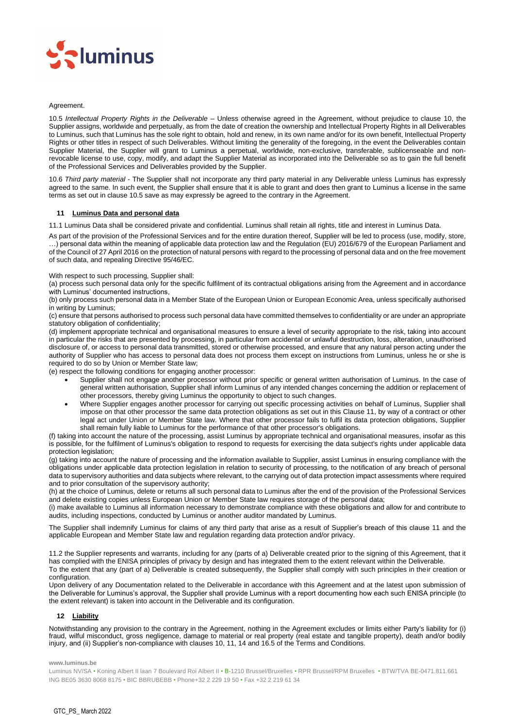Agreement.

10.5 *Intellectual Property Rights in the Deliverable* – Unless otherwise agreed in the Agreement, without prejudice to clause 10, the Supplier assigns, worldwide and perpetually, as from the date of creation the ownership and Intellectual Property Rights in all Deliverables to Luminus, such that Luminus has the sole right to obtain, hold and renew, in its own name and/or for its own benefit, Intellectual Property Rights or other titles in respect of such Deliverables. Without limiting the generality of the foregoing, in the event the Deliverables contain Supplier Material, the Supplier will grant to Luminus a perpetual, worldwide, non-exclusive, transferable, sublicenseable and non-revocable license to use, copy, modify, and adapt the Supplier Material as incorporated into the Deliverable so as to gain the full benefit of the Professional Services and Deliverables provided by the Supplier.

10.6 *Third party material* - The Supplier shall not incorporate any third party material in any Deliverable unless Luminus has expressly agreed to the same. In such event, the Supplier shall ensure that it is able to grant and does then grant to Luminus a license in the same terms as set out in clause 10.5 save as may expressly be agreed to the contrary in the Agreement.

## 11 **Luminus Data and personal data**

11.1 Luminus Data shall be considered private and confidential. Luminus shall retain all rights, title and interest in Luminus Data.

As part of the provision of the Professional Services and for the entire duration thereof, Supplier will be led to process (use, modify, store, …) personal data within the meaning of applicable data protection law and the Regulation (EU) 2016/679 of the European Parliament and of the Council of 27 April 2016 on the protection of natural persons with regard to the processing of personal data and on the free movement of such data, and repealing Directive 95/46/EC.

With respect to such processing, Supplier shall:

(a) process such personal data only for the specific fulfilment of its contractual obligations arising from the Agreement and in accordance with Luminus' documented instructions,

(b) only process such personal data in a Member State of the European Union or European Economic Area, unless specifically authorised in writing by Luminus;

(c) ensure that persons authorised to process such personal data have committed themselves to confidentiality or are under an appropriate statutory obligation of confidentiality;

(d) implement appropriate technical and organisational measures to ensure a level of security appropriate to the risk, taking into account in particular the risks that are presented by processing, in particular from accidental or unlawful destruction, loss, alteration, unauthorised disclosure of, or access to personal data transmitted, stored or otherwise processed, and ensure that any natural person acting under the authority of Supplier who has access to personal data does not process them except on instructions from Luminus, unless he or she is required to do so by Union or Member State law;

(e) respect the following conditions for engaging another processor:

- Supplier shall not engage another processor without prior specific or general written authorisation of Luminus. In the case of general written authorisation, Supplier shall inform Luminus of any intended changes concerning the addition or replacement of other processors, thereby giving Luminus the opportunity to object to such changes.
- Where Supplier engages another processor for carrying out specific processing activities on behalf of Luminus, Supplier shall impose on that other processor the same data protection obligations as set out in this Clause 11, by way of a contract or other legal act under Union or Member State law. Where that other processor fails to fulfil its data protection obligations, Supplier shall remain fully liable to Luminus for the performance of that other processor's obligations.

(f) taking into account the nature of the processing, assist Luminus by appropriate technical and organisational measures, insofar as this is possible, for the fulfilment of Luminus's obligation to respond to requests for exercising the data subject's rights under applicable data protection legislation;

(g) taking into account the nature of processing and the information available to Supplier, assist Luminus in ensuring compliance with the obligations under applicable data protection legislation in relation to security of processing, to the notification of any breach of personal data to supervisory authorities and data subjects where relevant, to the carrying out of data protection impact assessments where required and to prior consultation of the supervisory authority;

(h) at the choice of Luminus, delete or returns all such personal data to Luminus after the end of the provision of the Professional Services and delete existing copies unless European Union or Member State law requires storage of the personal data;

(i) make available to Luminus all information necessary to demonstrate compliance with these obligations and allow for and contribute to audits, including inspections, conducted by Luminus or another auditor mandated by Luminus.

The Supplier shall indemnify Luminus for claims of any third party that arise as a result of Supplier's breach of this clause 11 and the applicable European and Member State law and regulation regarding data protection and/or privacy.

11.2 the Supplier represents and warrants, including for any (parts of a) Deliverable created prior to the signing of this Agreement, that it has complied with the ENISA principles of privacy by design and has integrated them to the extent relevant within the Deliverable.

To the extent that any (part of a) Deliverable is created subsequently, the Supplier shall comply with such principles in their creation or configuration.

Upon delivery of any Documentation related to the Deliverable in accordance with this Agreement and at the latest upon submission of the Deliverable for Luminus's approval, the Supplier shall provide Luminus with a report documenting how each such ENISA principle (to the extent relevant) is taken into account in the Deliverable and its configuration.

## 12 **Liability**

Notwithstanding any provision to the contrary in the Agreement, nothing in the Agreement excludes or limits either Party's liability for (i) fraud, wilful misconduct, gross negligence, damage to material or real property (real estate and tangible property), death and/or bodily injury, and (ii) Supplier's non-compliance with clauses 10, 11, 14 and 16.5 of the Terms and Conditions.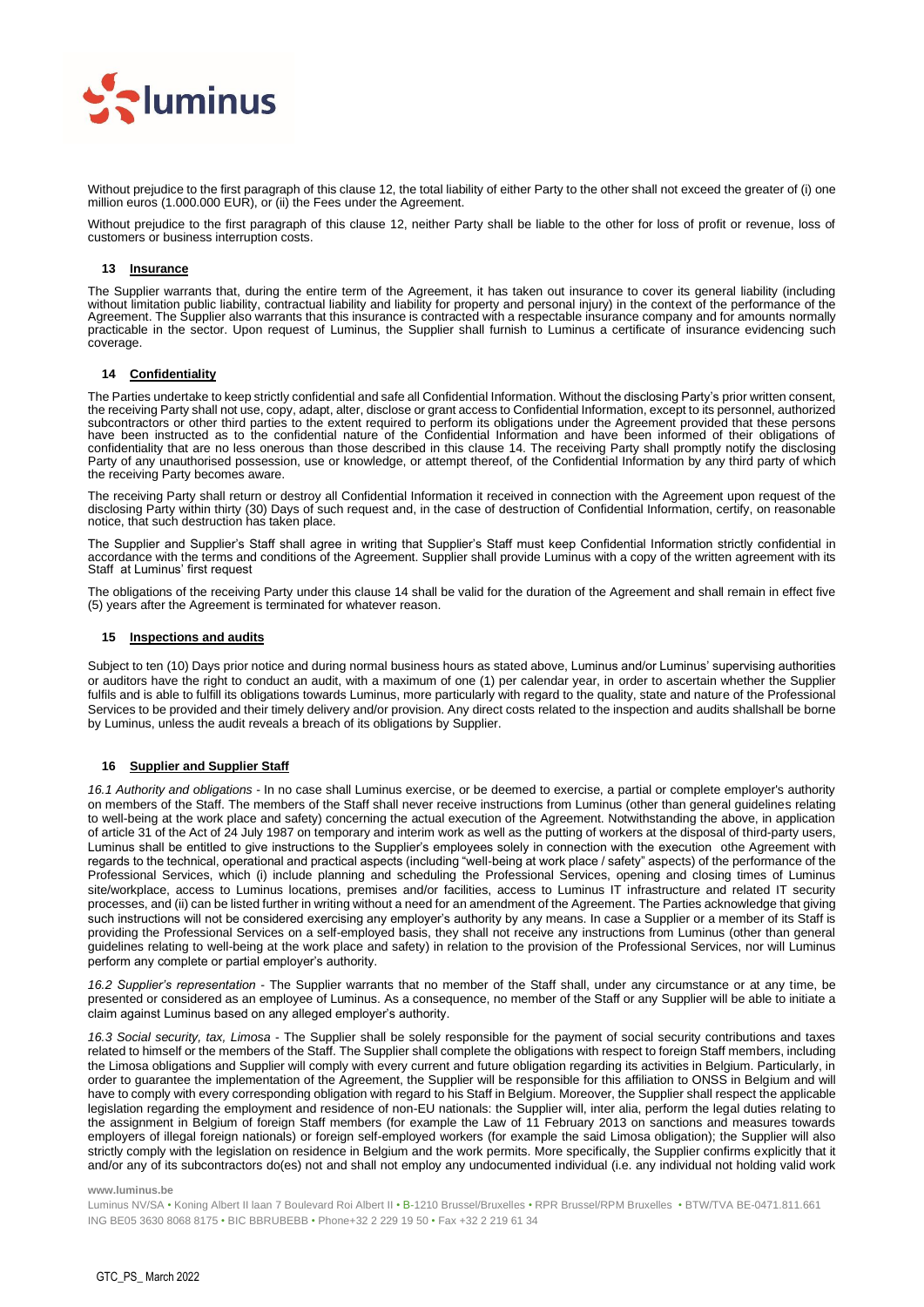Without prejudice to the first paragraph of this clause 12, the total liability of either Party to the other shall not exceed the greater of (i) one million euros (1.000.000 EUR), or (ii) the Fees under the Agreement.

Without prejudice to the first paragraph of this clause 12, neither Party shall be liable to the other for loss of profit or revenue, loss of customers or business interruption costs.

## 13 Insurance

The Supplier warrants that, during the entire term of the Agreement, it has taken out insurance to cover its general liability (including without limitation public liability, contractual liability and liability for property and personal injury) in the context of the performance of the Agreement. The Supplier also warrants that this insurance is contracted with a respectable insurance company and for amounts normally practicable in the sector. Upon request of Luminus, the Supplier shall furnish to Luminus a certificate of insurance evidencing such coverage.

## 14 Confidentiality

The Parties undertake to keep strictly confidential and safe all Confidential Information. Without the disclosing Party's prior written consent, the receiving Party shall not use, copy, adapt, alter, disclose or grant access to Confidential Information, except to its personnel, authorized subcontractors or other third parties to the extent required to perform its obligations under the Agreement provided that these persons have been instructed as to the confidential nature of the Confidential Information and have been informed of their obligations of confidentiality that are no less onerous than those described in this clause 14. The receiving Party shall promptly notify the disclosing Party of any unauthorised possession, use or knowledge, or attempt thereof, of the Confidential Information by any third party of which the receiving Party becomes aware.

The receiving Party shall return or destroy all Confidential Information it received in connection with the Agreement upon request of the disclosing Party within thirty (30) Days of such request and, in the case of destruction of Confidential Information, certify, on reasonable notice, that such destruction has taken place.

The Supplier and Supplier's Staff shall agree in writing that Supplier's Staff must keep Confidential Information strictly confidential in accordance with the terms and conditions of the Agreement. Supplier shall provide Luminus with a copy of the written agreement with its Staff at Luminus' first request

The obligations of the receiving Party under this clause 14 shall be valid for the duration of the Agreement and shall remain in effect five (5) years after the Agreement is terminated for whatever reason.

## 15 Inspections and audits

Subject to ten (10) Days prior notice and during normal business hours as stated above, Luminus and/or Luminus' supervising authorities or auditors have the right to conduct an audit, with a maximum of one (1) per calendar year, in order to ascertain whether the Supplier fulfils and is able to fulfill its obligations towards Luminus, more particularly with regard to the quality, state and nature of the Professional Services to be provided and their timely delivery and/or provision. Any direct costs related to the inspection and audits shallshall be borne by Luminus, unless the audit reveals a breach of its obligations by Supplier.

## 16 Supplier and Supplier Staff

*16.1 Authority and obligations* - In no case shall Luminus exercise, or be deemed to exercise, a partial or complete employer's authority on members of the Staff. The members of the Staff shall never receive instructions from Luminus (other than general guidelines relating to well-being at the work place and safety) concerning the actual execution of the Agreement. Notwithstanding the above, in application of article 31 of the Act of 24 July 1987 on temporary and interim work as well as the putting of workers at the disposal of third-party users, Luminus shall be entitled to give instructions to the Supplier's employees solely in connection with the execution othe Agreement with regards to the technical, operational and practical aspects (including "well-being at work place / safety" aspects) of the performance of the Professional Services, which (i) include planning and scheduling the Professional Services, opening and closing times of Luminus site/workplace, access to Luminus locations, premises and/or facilities, access to Luminus IT infrastructure and related IT security processes, and (ii) can be listed further in writing without a need for an amendment of the Agreement. The Parties acknowledge that giving such instructions will not be considered exercising any employer's authority by any means. In case a Supplier or a member of its Staff is providing the Professional Services on a self-employed basis, they shall not receive any instructions from Luminus (other than general guidelines relating to well-being at the work place and safety) in relation to the provision of the Professional Services, nor will Luminus perform any complete or partial employer's authority.

*16.2 Supplier's representation* - The Supplier warrants that no member of the Staff shall, under any circumstance or at any time, be presented or considered as an employee of Luminus. As a consequence, no member of the Staff or any Supplier will be able to initiate a claim against Luminus based on any alleged employer's authority.

*16.3 Social security, tax, Limosa* - The Supplier shall be solely responsible for the payment of social security contributions and taxes related to himself or the members of the Staff. The Supplier shall complete the obligations with respect to foreign Staff members, including the Limosa obligations and Supplier will comply with every current and future obligation regarding its activities in Belgium. Particularly, in order to guarantee the implementation of the Agreement, the Supplier will be responsible for this affiliation to ONSS in Belgium and will have to comply with every corresponding obligation with regard to his Staff in Belgium. Moreover, the Supplier shall respect the applicable legislation regarding the employment and residence of non-EU nationals: the Supplier will, inter alia, perform the legal duties relating to the assignment in Belgium of foreign Staff members (for example the Law of 11 February 2013 on sanctions and measures towards employers of illegal foreign nationals) or foreign self-employed workers (for example the said Limosa obligation); the Supplier will also strictly comply with the legislation on residence in Belgium and the work permits. More specifically, the Supplier confirms explicitly that it and/or any of its subcontractors do(es) not and shall not employ any undocumented individual (i.e. any individual not holding valid work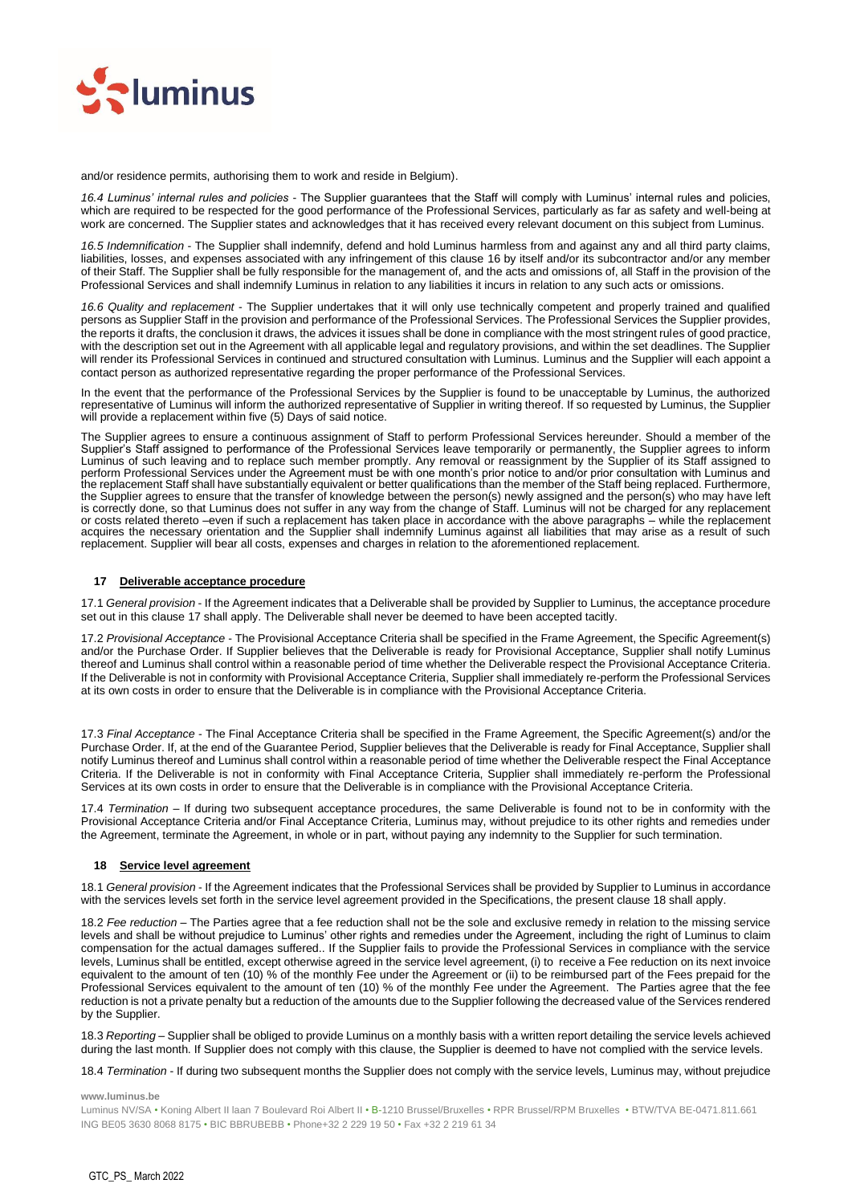and/or residence permits, authorising them to work and reside in Belgium).

*16.4 Luminus' internal rules and policies* - The Supplier guarantees that the Staff will comply with Luminus' internal rules and policies, which are required to be respected for the good performance of the Professional Services, particularly as far as safety and well-being at work are concerned. The Supplier states and acknowledges that it has received every relevant document on this subject from Luminus.

*16.5 Indemnification* - The Supplier shall indemnify, defend and hold Luminus harmless from and against any and all third party claims, liabilities, losses, and expenses associated with any infringement of this clause 16 by itself and/or its subcontractor and/or any member of their Staff. The Supplier shall be fully responsible for the management of, and the acts and omissions of, all Staff in the provision of the Professional Services and shall indemnify Luminus in relation to any liabilities it incurs in relation to any such acts or omissions.

*16.6 Quality and replacement* - The Supplier undertakes that it will only use technically competent and properly trained and qualified persons as Supplier Staff in the provision and performance of the Professional Services. The Professional Services the Supplier provides, the reports it drafts, the conclusion it draws, the advices it issues shall be done in compliance with the most stringent rules of good practice, with the description set out in the Agreement with all applicable legal and regulatory provisions, and within the set deadlines. The Supplier will render its Professional Services in continued and structured consultation with Luminus. Luminus and the Supplier will each appoint a contact person as authorized representative regarding the proper performance of the Professional Services.

In the event that the performance of the Professional Services by the Supplier is found to be unacceptable by Luminus, the authorized representative of Luminus will inform the authorized representative of Supplier in writing thereof. If so requested by Luminus, the Supplier will provide a replacement within five (5) Days of said notice.

The Supplier agrees to ensure a continuous assignment of Staff to perform Professional Services hereunder. Should a member of the Supplier's Staff assigned to performance of the Professional Services leave temporarily or permanently, the Supplier agrees to inform Luminus of such leaving and to replace such member promptly. Any removal or reassignment by the Supplier of its Staff assigned to perform Professional Services under the Agreement must be with one month's prior notice to and/or prior consultation with Luminus and the replacement Staff shall have substantially equivalent or better qualifications than the member of the Staff being replaced. Furthermore, the Supplier agrees to ensure that the transfer of knowledge between the person(s) newly assigned and the person(s) who may have left is correctly done, so that Luminus does not suffer in any way from the change of Staff. Luminus will not be charged for any replacement or costs related thereto –even if such a replacement has taken place in accordance with the above paragraphs – while the replacement acquires the necessary orientation and the Supplier shall indemnify Luminus against all liabilities that may arise as a result of such replacement. Supplier will bear all costs, expenses and charges in relation to the aforementioned replacement.

## 17 Deliverable acceptance procedure

17.1 *General provision* - If the Agreement indicates that a Deliverable shall be provided by Supplier to Luminus, the acceptance procedure set out in this clause 17 shall apply. The Deliverable shall never be deemed to have been accepted tacitly.

17.2 *Provisional Acceptance* - The Provisional Acceptance Criteria shall be specified in the Frame Agreement, the Specific Agreement(s) and/or the Purchase Order. If Supplier believes that the Deliverable is ready for Provisional Acceptance, Supplier shall notify Luminus thereof and Luminus shall control within a reasonable period of time whether the Deliverable respect the Provisional Acceptance Criteria. If the Deliverable is not in conformity with Provisional Acceptance Criteria, Supplier shall immediately re-perform the Professional Services at its own costs in order to ensure that the Deliverable is in compliance with the Provisional Acceptance Criteria.

17.3 *Final Acceptance* - The Final Acceptance Criteria shall be specified in the Frame Agreement, the Specific Agreement(s) and/or the Purchase Order. If, at the end of the Guarantee Period, Supplier believes that the Deliverable is ready for Final Acceptance, Supplier shall notify Luminus thereof and Luminus shall control within a reasonable period of time whether the Deliverable respect the Final Acceptance Criteria. If the Deliverable is not in conformity with Final Acceptance Criteria, Supplier shall immediately re-perform the Professional Services at its own costs in order to ensure that the Deliverable is in compliance with the Provisional Acceptance Criteria.

17.4 *Termination* – If during two subsequent acceptance procedures, the same Deliverable is found not to be in conformity with the Provisional Acceptance Criteria and/or Final Acceptance Criteria, Luminus may, without prejudice to its other rights and remedies under the Agreement, terminate the Agreement, in whole or in part, without paying any indemnity to the Supplier for such termination.

## 18 Service level agreement

18.1 *General provision* - If the Agreement indicates that the Professional Services shall be provided by Supplier to Luminus in accordance with the services levels set forth in the service level agreement provided in the Specifications, the present clause 18 shall apply.

18.2 *Fee reduction* – The Parties agree that a fee reduction shall not be the sole and exclusive remedy in relation to the missing service levels and shall be without prejudice to Luminus' other rights and remedies under the Agreement, including the right of Luminus to claim compensation for the actual damages suffered.. If the Supplier fails to provide the Professional Services in compliance with the service levels, Luminus shall be entitled, except otherwise agreed in the service level agreement, (i) to receive a Fee reduction on its next invoice equivalent to the amount of ten (10) % of the monthly Fee under the Agreement or (ii) to be reimbursed part of the Fees prepaid for the Professional Services equivalent to the amount of ten (10) % of the monthly Fee under the Agreement. The Parties agree that the fee reduction is not a private penalty but a reduction of the amounts due to the Supplier following the decreased value of the Services rendered by the Supplier.

18.3 *Reporting* – Supplier shall be obliged to provide Luminus on a monthly basis with a written report detailing the service levels achieved during the last month. If Supplier does not comply with this clause, the Supplier is deemed to have not complied with the service levels.

18.4 *Termination* - If during two subsequent months the Supplier does not comply with the service levels, Luminus may, without prejudice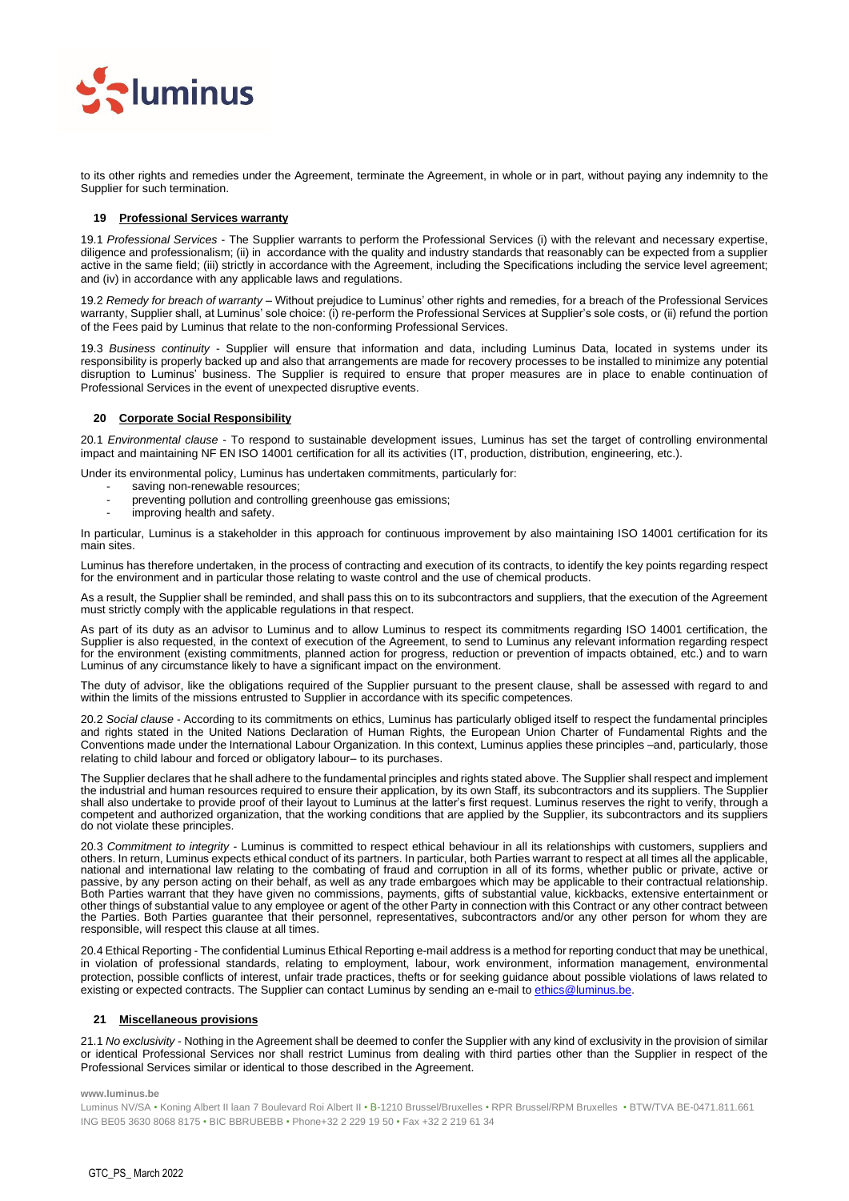to its other rights and remedies under the Agreement, terminate the Agreement, in whole or in part, without paying any indemnity to the Supplier for such termination.

## 19 Professional Services warranty

19.1 *Professional Services* - The Supplier warrants to perform the Professional Services (i) with the relevant and necessary expertise, diligence and professionalism; (ii) in accordance with the quality and industry standards that reasonably can be expected from a supplier active in the same field; (iii) strictly in accordance with the Agreement, including the Specifications including the service level agreement; and (iv) in accordance with any applicable laws and regulations.

19.2 *Remedy for breach of warranty* – Without prejudice to Luminus' other rights and remedies, for a breach of the Professional Services warranty, Supplier shall, at Luminus' sole choice: (i) re-perform the Professional Services at Supplier's sole costs, or (ii) refund the portion of the Fees paid by Luminus that relate to the non-conforming Professional Services.

19.3 *Business continuity* - Supplier will ensure that information and data, including Luminus Data, located in systems under its responsibility is properly backed up and also that arrangements are made for recovery processes to be installed to minimize any potential disruption to Luminus' business. The Supplier is required to ensure that proper measures are in place to enable continuation of Professional Services in the event of unexpected disruptive events.

## 20 Corporate Social Responsibility

20.1 *Environmental clause* - To respond to sustainable development issues, Luminus has set the target of controlling environmental impact and maintaining NF EN ISO 14001 certification for all its activities (IT, production, distribution, engineering, etc.).

Under its environmental policy, Luminus has undertaken commitments, particularly for:

- saving non-renewable resources;
- preventing pollution and controlling greenhouse gas emissions;
- improving health and safety.

In particular, Luminus is a stakeholder in this approach for continuous improvement by also maintaining ISO 14001 certification for its main sites.

Luminus has therefore undertaken, in the process of contracting and execution of its contracts, to identify the key points regarding respect for the environment and in particular those relating to waste control and the use of chemical products.

As a result, the Supplier shall be reminded, and shall pass this on to its subcontractors and suppliers, that the execution of the Agreement must strictly comply with the applicable regulations in that respect.

As part of its duty as an advisor to Luminus and to allow Luminus to respect its commitments regarding ISO 14001 certification, the Supplier is also requested, in the context of execution of the Agreement, to send to Luminus any relevant information regarding respect for the environment (existing commitments, planned action for progress, reduction or prevention of impacts obtained, etc.) and to warn Luminus of any circumstance likely to have a significant impact on the environment.

The duty of advisor, like the obligations required of the Supplier pursuant to the present clause, shall be assessed with regard to and within the limits of the missions entrusted to Supplier in accordance with its specific competences.

20.2 *Social clause* - According to its commitments on ethics, Luminus has particularly obliged itself to respect the fundamental principles and rights stated in the United Nations Declaration of Human Rights, the European Union Charter of Fundamental Rights and the Conventions made under the International Labour Organization. In this context, Luminus applies these principles –and, particularly, those relating to child labour and forced or obligatory labour– to its purchases.

The Supplier declares that he shall adhere to the fundamental principles and rights stated above. The Supplier shall respect and implement the industrial and human resources required to ensure their application, by its own Staff, its subcontractors and its suppliers. The Supplier shall also undertake to provide proof of their layout to Luminus at the latter's first request. Luminus reserves the right to verify, through a competent and authorized organization, that the working conditions that are applied by the Supplier, its subcontractors and its suppliers do not violate these principles.

20.3 *Commitment to integrity* - Luminus is committed to respect ethical behaviour in all its relationships with customers, suppliers and others. In return, Luminus expects ethical conduct of its partners. In particular, both Parties warrant to respect at all times all the applicable, national and international law relating to the combating of fraud and corruption in all of its forms, whether public or private, active or passive, by any person acting on their behalf, as well as any trade embargoes which may be applicable to their contractual relationship. Both Parties warrant that they have given no commissions, payments, gifts of substantial value, kickbacks, extensive entertainment or other things of substantial value to any employee or agent of the other Party in connection with this Contract or any other contract between the Parties. Both Parties guarantee that their personnel, representatives, subcontractors and/or any other person for whom they are responsible, will respect this clause at all times.

20.4 Ethical Reporting - The confidential Luminus Ethical Reporting e-mail address is a method for reporting conduct that may be unethical, in violation of professional standards, relating to employment, labour, work environment, information management, environmental protection, possible conflicts of interest, unfair trade practices, thefts or for seeking guidance about possible violations of laws related to existing or expected contracts. The Supplier can contact Luminus by sending an e-mail to ethics@luminus.be.

## 21 Miscellaneous provisions

21.1 *No exclusivity* - Nothing in the Agreement shall be deemed to confer the Supplier with any kind of exclusivity in the provision of similar or identical Professional Services nor shall restrict Luminus from dealing with third parties other than the Supplier in respect of the Professional Services similar or identical to those described in the Agreement.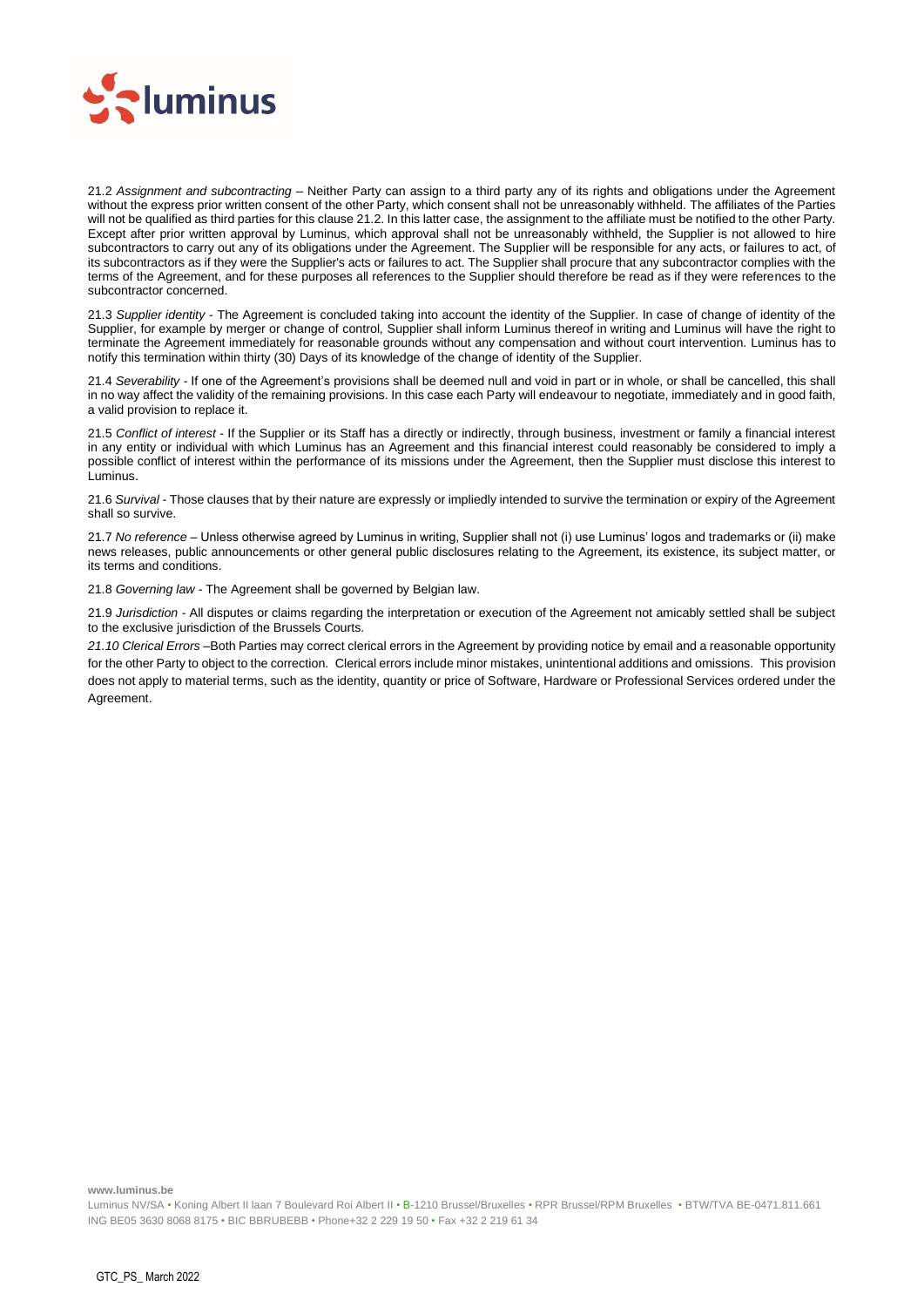21.2 *Assignment and subcontracting* – Neither Party can assign to a third party any of its rights and obligations under the Agreement without the express prior written consent of the other Party, which consent shall not be unreasonably withheld. The affiliates of the Parties will not be qualified as third parties for this clause 21.2. In this latter case, the assignment to the affiliate must be notified to the other Party. Except after prior written approval by Luminus, which approval shall not be unreasonably withheld, the Supplier is not allowed to hire subcontractors to carry out any of its obligations under the Agreement. The Supplier will be responsible for any acts, or failures to act, of its subcontractors as if they were the Supplier's acts or failures to act. The Supplier shall procure that any subcontractor complies with the terms of the Agreement, and for these purposes all references to the Supplier should therefore be read as if they were references to the subcontractor concerned.

21.3 *Supplier identity* - The Agreement is concluded taking into account the identity of the Supplier. In case of change of identity of the Supplier, for example by merger or change of control, Supplier shall inform Luminus thereof in writing and Luminus will have the right to terminate the Agreement immediately for reasonable grounds without any compensation and without court intervention. Luminus has to notify this termination within thirty (30) Days of its knowledge of the change of identity of the Supplier.

21.4 *Severability* - If one of the Agreement's provisions shall be deemed null and void in part or in whole, or shall be cancelled, this shall in no way affect the validity of the remaining provisions. In this case each Party will endeavour to negotiate, immediately and in good faith, a valid provision to replace it.

21.5 *Conflict of interest* - If the Supplier or its Staff has a directly or indirectly, through business, investment or family a financial interest in any entity or individual with which Luminus has an Agreement and this financial interest could reasonably be considered to imply a possible conflict of interest within the performance of its missions under the Agreement, then the Supplier must disclose this interest to Luminus.

21.6 *Survival* - Those clauses that by their nature are expressly or impliedly intended to survive the termination or expiry of the Agreement shall so survive.

21.7 *No reference* – Unless otherwise agreed by Luminus in writing, Supplier shall not (i) use Luminus' logos and trademarks or (ii) make news releases, public announcements or other general public disclosures relating to the Agreement, its existence, its subject matter, or its terms and conditions.

21.8 *Governing law* - The Agreement shall be governed by Belgian law.

21.9 *Jurisdiction* - All disputes or claims regarding the interpretation or execution of the Agreement not amicably settled shall be subject to the exclusive jurisdiction of the Brussels Courts.

*21.10 Clerical Errors* –Both Parties may correct clerical errors in the Agreement by providing notice by email and a reasonable opportunity for the other Party to object to the correction. Clerical errors include minor mistakes, unintentional additions and omissions. This provision does not apply to material terms, such as the identity, quantity or price of Software, Hardware or Professional Services ordered under the Agreement.